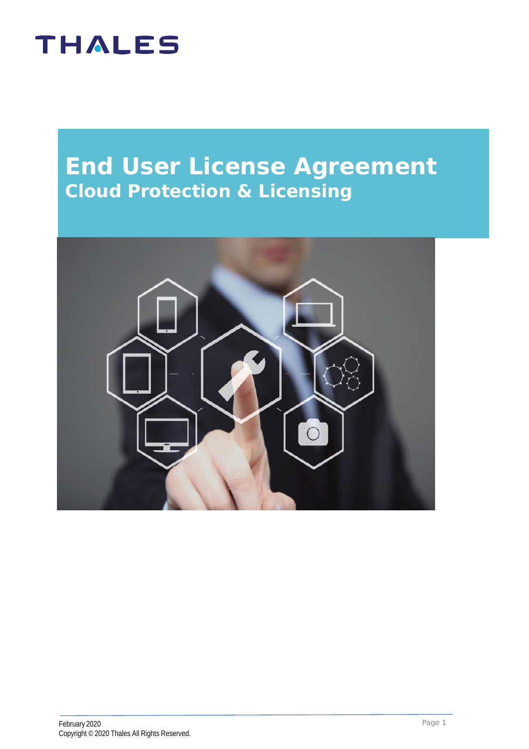THALES

# End User License Agreement

## Cloud Protection & Licensing

February 2020
Copyright © 2020 Thales All Rights Reserved.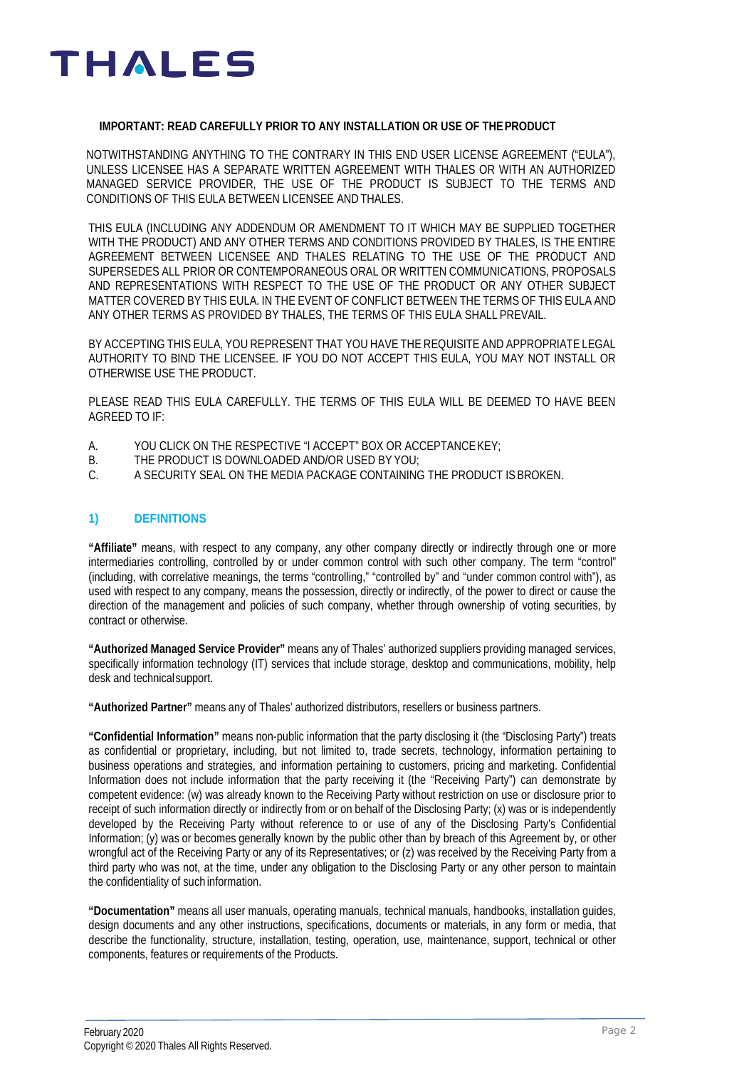**IMPORTANT: READ CAREFULLY PRIOR TO ANY INSTALLATION OR USE OF THE PRODUCT**

NOTWITHSTANDING ANYTHING TO THE CONTRARY IN THIS END USER LICENSE AGREEMENT ("EULA"), UNLESS LICENSEE HAS A SEPARATE WRITTEN AGREEMENT WITH THALES OR WITH AN AUTHORIZED MANAGED SERVICE PROVIDER, THE USE OF THE PRODUCT IS SUBJECT TO THE TERMS AND CONDITIONS OF THIS EULA BETWEEN LICENSEE AND THALES.

THIS EULA (INCLUDING ANY ADDENDUM OR AMENDMENT TO IT WHICH MAY BE SUPPLIED TOGETHER WITH THE PRODUCT) AND ANY OTHER TERMS AND CONDITIONS PROVIDED BY THALES, IS THE ENTIRE AGREEMENT BETWEEN LICENSEE AND THALES RELATING TO THE USE OF THE PRODUCT AND SUPERSEDES ALL PRIOR OR CONTEMPORANEOUS ORAL OR WRITTEN COMMUNICATIONS, PROPOSALS AND REPRESENTATIONS WITH RESPECT TO THE USE OF THE PRODUCT OR ANY OTHER SUBJECT MATTER COVERED BY THIS EULA. IN THE EVENT OF CONFLICT BETWEEN THE TERMS OF THIS EULA AND ANY OTHER TERMS AS PROVIDED BY THALES, THE TERMS OF THIS EULA SHALL PREVAIL.

BY ACCEPTING THIS EULA, YOU REPRESENT THAT YOU HAVE THE REQUISITE AND APPROPRIATE LEGAL AUTHORITY TO BIND THE LICENSEE. IF YOU DO NOT ACCEPT THIS EULA, YOU MAY NOT INSTALL OR OTHERWISE USE THE PRODUCT.

PLEASE READ THIS EULA CAREFULLY. THE TERMS OF THIS EULA WILL BE DEEMED TO HAVE BEEN AGREED TO IF:

A. YOU CLICK ON THE RESPECTIVE "I ACCEPT" BOX OR ACCEPTANCE KEY;
B. THE PRODUCT IS DOWNLOADED AND/OR USED BY YOU;
C. A SECURITY SEAL ON THE MEDIA PACKAGE CONTAINING THE PRODUCT IS BROKEN.

## 1) DEFINITIONS

**"Affiliate"** means, with respect to any company, any other company directly or indirectly through one or more intermediaries controlling, controlled by or under common control with such other company. The term "control" (including, with correlative meanings, the terms "controlling," "controlled by" and "under common control with"), as used with respect to any company, means the possession, directly or indirectly, of the power to direct or cause the direction of the management and policies of such company, whether through ownership of voting securities, by contract or otherwise.

**"Authorized Managed Service Provider"** means any of Thales' authorized suppliers providing managed services, specifically information technology (IT) services that include storage, desktop and communications, mobility, help desk and technical support.

**"Authorized Partner"** means any of Thales' authorized distributors, resellers or business partners.

**"Confidential Information"** means non-public information that the party disclosing it (the "Disclosing Party") treats as confidential or proprietary, including, but not limited to, trade secrets, technology, information pertaining to business operations and strategies, and information pertaining to customers, pricing and marketing. Confidential Information does not include information that the party receiving it (the "Receiving Party") can demonstrate by competent evidence: (w) was already known to the Receiving Party without restriction on use or disclosure prior to receipt of such information directly or indirectly from or on behalf of the Disclosing Party; (x) was or is independently developed by the Receiving Party without reference to or use of any of the Disclosing Party's Confidential Information; (y) was or becomes generally known by the public other than by breach of this Agreement by, or other wrongful act of the Receiving Party or any of its Representatives; or (z) was received by the Receiving Party from a third party who was not, at the time, under any obligation to the Disclosing Party or any other person to maintain the confidentiality of such information.

**"Documentation"** means all user manuals, operating manuals, technical manuals, handbooks, installation guides, design documents and any other instructions, specifications, documents or materials, in any form or media, that describe the functionality, structure, installation, testing, operation, use, maintenance, support, technical or other components, features or requirements of the Products.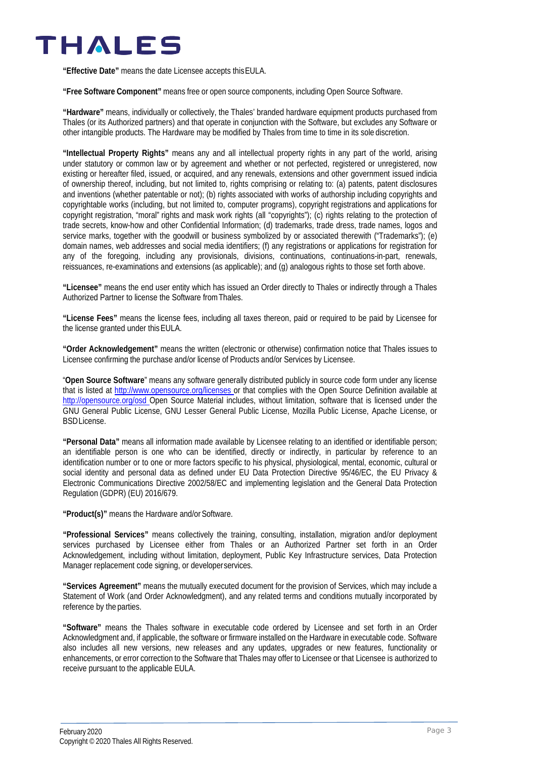**"Effective Date"** means the date Licensee accepts this EULA.

**"Free Software Component"** means free or open source components, including Open Source Software.

**"Hardware"** means, individually or collectively, the Thales' branded hardware equipment products purchased from Thales (or its Authorized partners) and that operate in conjunction with the Software, but excludes any Software or other intangible products. The Hardware may be modified by Thales from time to time in its sole discretion.

**"Intellectual Property Rights"** means any and all intellectual property rights in any part of the world, arising under statutory or common law or by agreement and whether or not perfected, registered or unregistered, now existing or hereafter filed, issued, or acquired, and any renewals, extensions and other government issued indicia of ownership thereof, including, but not limited to, rights comprising or relating to: (a) patents, patent disclosures and inventions (whether patentable or not); (b) rights associated with works of authorship including copyrights and copyrightable works (including, but not limited to, computer programs), copyright registrations and applications for copyright registration, "moral" rights and mask work rights (all "copyrights"); (c) rights relating to the protection of trade secrets, know-how and other Confidential Information; (d) trademarks, trade dress, trade names, logos and service marks, together with the goodwill or business symbolized by or associated therewith ("Trademarks"); (e) domain names, web addresses and social media identifiers; (f) any registrations or applications for registration for any of the foregoing, including any provisionals, divisions, continuations, continuations-in-part, renewals, reissuances, re-examinations and extensions (as applicable); and (g) analogous rights to those set forth above.

**"Licensee"** means the end user entity which has issued an Order directly to Thales or indirectly through a Thales Authorized Partner to license the Software from Thales.

**"License Fees"** means the license fees, including all taxes thereon, paid or required to be paid by Licensee for the license granted under this EULA.

**"Order Acknowledgement"** means the written (electronic or otherwise) confirmation notice that Thales issues to Licensee confirming the purchase and/or license of Products and/or Services by Licensee.

"**Open Source Software**" means any software generally distributed publicly in source code form under any license that is listed at http://www.opensource.org/licenses or that complies with the Open Source Definition available at http://opensource.org/osd Open Source Material includes, without limitation, software that is licensed under the GNU General Public License, GNU Lesser General Public License, Mozilla Public License, Apache License, or BSD License.

**"Personal Data"** means all information made available by Licensee relating to an identified or identifiable person; an identifiable person is one who can be identified, directly or indirectly, in particular by reference to an identification number or to one or more factors specific to his physical, physiological, mental, economic, cultural or social identity and personal data as defined under EU Data Protection Directive 95/46/EC, the EU Privacy & Electronic Communications Directive 2002/58/EC and implementing legislation and the General Data Protection Regulation (GDPR) (EU) 2016/679.

**"Product(s)"** means the Hardware and/or Software.

**"Professional Services"** means collectively the training, consulting, installation, migration and/or deployment services purchased by Licensee either from Thales or an Authorized Partner set forth in an Order Acknowledgement, including without limitation, deployment, Public Key Infrastructure services, Data Protection Manager replacement code signing, or developer services.

**"Services Agreement"** means the mutually executed document for the provision of Services, which may include a Statement of Work (and Order Acknowledgment), and any related terms and conditions mutually incorporated by reference by the parties.

**"Software"** means the Thales software in executable code ordered by Licensee and set forth in an Order Acknowledgment and, if applicable, the software or firmware installed on the Hardware in executable code. Software also includes all new versions, new releases and any updates, upgrades or new features, functionality or enhancements, or error correction to the Software that Thales may offer to Licensee or that Licensee is authorized to receive pursuant to the applicable EULA.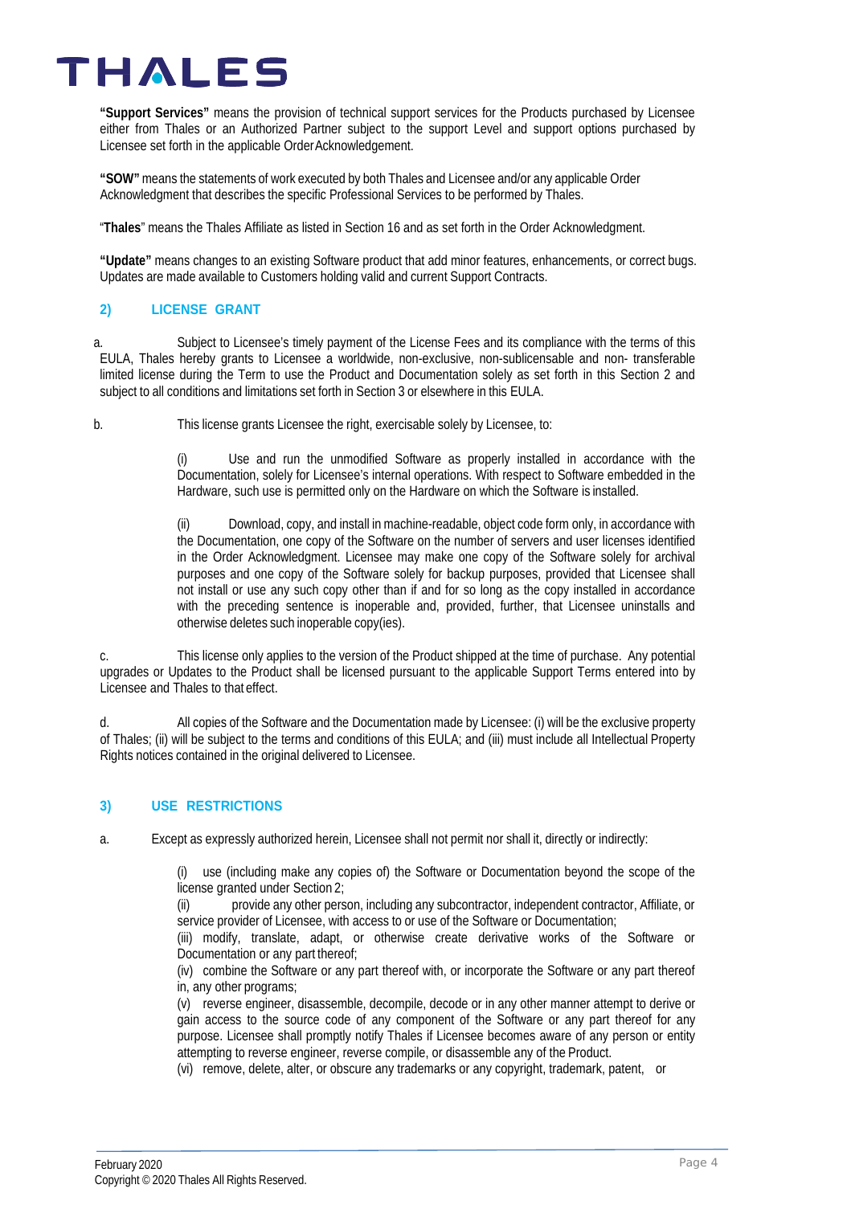**"Support Services"** means the provision of technical support services for the Products purchased by Licensee either from Thales or an Authorized Partner subject to the support Level and support options purchased by Licensee set forth in the applicable Order Acknowledgement.

**"SOW"** means the statements of work executed by both Thales and Licensee and/or any applicable Order Acknowledgment that describes the specific Professional Services to be performed by Thales.

"**Thales**" means the Thales Affiliate as listed in Section 16 and as set forth in the Order Acknowledgment.

**"Update"** means changes to an existing Software product that add minor features, enhancements, or correct bugs. Updates are made available to Customers holding valid and current Support Contracts.

## 2) LICENSE GRANT

a. Subject to Licensee's timely payment of the License Fees and its compliance with the terms of this EULA, Thales hereby grants to Licensee a worldwide, non-exclusive, non-sublicensable and non- transferable limited license during the Term to use the Product and Documentation solely as set forth in this Section 2 and subject to all conditions and limitations set forth in Section 3 or elsewhere in this EULA.

b. This license grants Licensee the right, exercisable solely by Licensee, to:

(i) Use and run the unmodified Software as properly installed in accordance with the Documentation, solely for Licensee's internal operations. With respect to Software embedded in the Hardware, such use is permitted only on the Hardware on which the Software is installed.

(ii) Download, copy, and install in machine-readable, object code form only, in accordance with the Documentation, one copy of the Software on the number of servers and user licenses identified in the Order Acknowledgment. Licensee may make one copy of the Software solely for archival purposes and one copy of the Software solely for backup purposes, provided that Licensee shall not install or use any such copy other than if and for so long as the copy installed in accordance with the preceding sentence is inoperable and, provided, further, that Licensee uninstalls and otherwise deletes such inoperable copy(ies).

c. This license only applies to the version of the Product shipped at the time of purchase. Any potential upgrades or Updates to the Product shall be licensed pursuant to the applicable Support Terms entered into by Licensee and Thales to that effect.

d. All copies of the Software and the Documentation made by Licensee: (i) will be the exclusive property of Thales; (ii) will be subject to the terms and conditions of this EULA; and (iii) must include all Intellectual Property Rights notices contained in the original delivered to Licensee.

## 3) USE RESTRICTIONS

a. Except as expressly authorized herein, Licensee shall not permit nor shall it, directly or indirectly:

(i) use (including make any copies of) the Software or Documentation beyond the scope of the license granted under Section 2;
(ii) provide any other person, including any subcontractor, independent contractor, Affiliate, or service provider of Licensee, with access to or use of the Software or Documentation;
(iii) modify, translate, adapt, or otherwise create derivative works of the Software or Documentation or any part thereof;
(iv) combine the Software or any part thereof with, or incorporate the Software or any part thereof in, any other programs;
(v) reverse engineer, disassemble, decompile, decode or in any other manner attempt to derive or gain access to the source code of any component of the Software or any part thereof for any purpose. Licensee shall promptly notify Thales if Licensee becomes aware of any person or entity attempting to reverse engineer, reverse compile, or disassemble any of the Product.
(vi) remove, delete, alter, or obscure any trademarks or any copyright, trademark, patent, or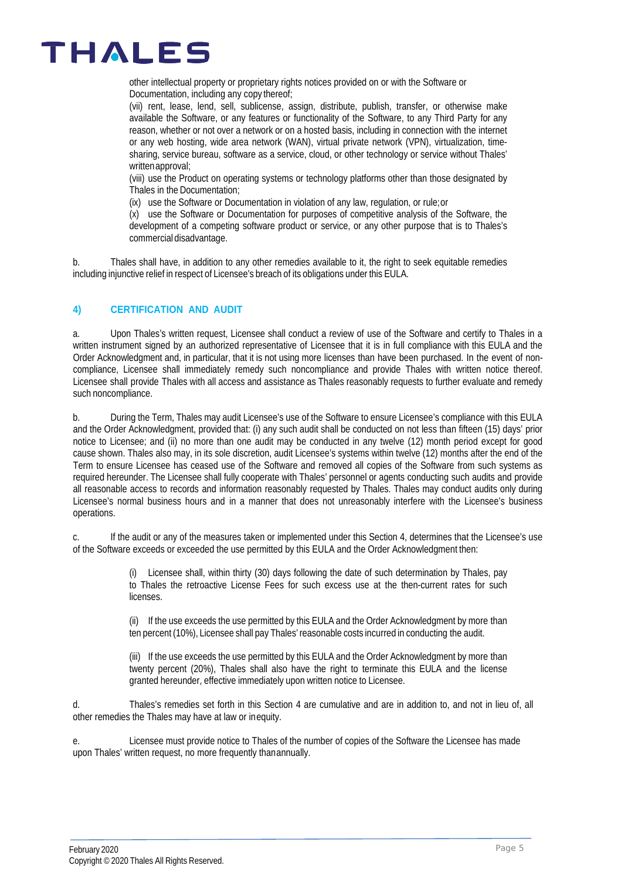other intellectual property or proprietary rights notices provided on or with the Software or Documentation, including any copy thereof;

(vii) rent, lease, lend, sell, sublicense, assign, distribute, publish, transfer, or otherwise make available the Software, or any features or functionality of the Software, to any Third Party for any reason, whether or not over a network or on a hosted basis, including in connection with the internet or any web hosting, wide area network (WAN), virtual private network (VPN), virtualization, time-sharing, service bureau, software as a service, cloud, or other technology or service without Thales' written approval;

(viii) use the Product on operating systems or technology platforms other than those designated by Thales in the Documentation;

(ix) use the Software or Documentation in violation of any law, regulation, or rule; or

(x) use the Software or Documentation for purposes of competitive analysis of the Software, the development of a competing software product or service, or any other purpose that is to Thales's commercial disadvantage.

b. Thales shall have, in addition to any other remedies available to it, the right to seek equitable remedies including injunctive relief in respect of Licensee's breach of its obligations under this EULA.

## 4) CERTIFICATION AND AUDIT

a. Upon Thales's written request, Licensee shall conduct a review of use of the Software and certify to Thales in a written instrument signed by an authorized representative of Licensee that it is in full compliance with this EULA and the Order Acknowledgment and, in particular, that it is not using more licenses than have been purchased. In the event of non-compliance, Licensee shall immediately remedy such noncompliance and provide Thales with written notice thereof. Licensee shall provide Thales with all access and assistance as Thales reasonably requests to further evaluate and remedy such noncompliance.

b. During the Term, Thales may audit Licensee's use of the Software to ensure Licensee's compliance with this EULA and the Order Acknowledgment, provided that: (i) any such audit shall be conducted on not less than fifteen (15) days' prior notice to Licensee; and (ii) no more than one audit may be conducted in any twelve (12) month period except for good cause shown. Thales also may, in its sole discretion, audit Licensee's systems within twelve (12) months after the end of the Term to ensure Licensee has ceased use of the Software and removed all copies of the Software from such systems as required hereunder. The Licensee shall fully cooperate with Thales' personnel or agents conducting such audits and provide all reasonable access to records and information reasonably requested by Thales. Thales may conduct audits only during Licensee's normal business hours and in a manner that does not unreasonably interfere with the Licensee's business operations.

c. If the audit or any of the measures taken or implemented under this Section 4, determines that the Licensee's use of the Software exceeds or exceeded the use permitted by this EULA and the Order Acknowledgment then:

(i) Licensee shall, within thirty (30) days following the date of such determination by Thales, pay to Thales the retroactive License Fees for such excess use at the then-current rates for such licenses.

(ii) If the use exceeds the use permitted by this EULA and the Order Acknowledgment by more than ten percent (10%), Licensee shall pay Thales' reasonable costs incurred in conducting the audit.

(iii) If the use exceeds the use permitted by this EULA and the Order Acknowledgment by more than twenty percent (20%), Thales shall also have the right to terminate this EULA and the license granted hereunder, effective immediately upon written notice to Licensee.

d. Thales's remedies set forth in this Section 4 are cumulative and are in addition to, and not in lieu of, all other remedies the Thales may have at law or in equity.

e. Licensee must provide notice to Thales of the number of copies of the Software the Licensee has made upon Thales' written request, no more frequently than annually.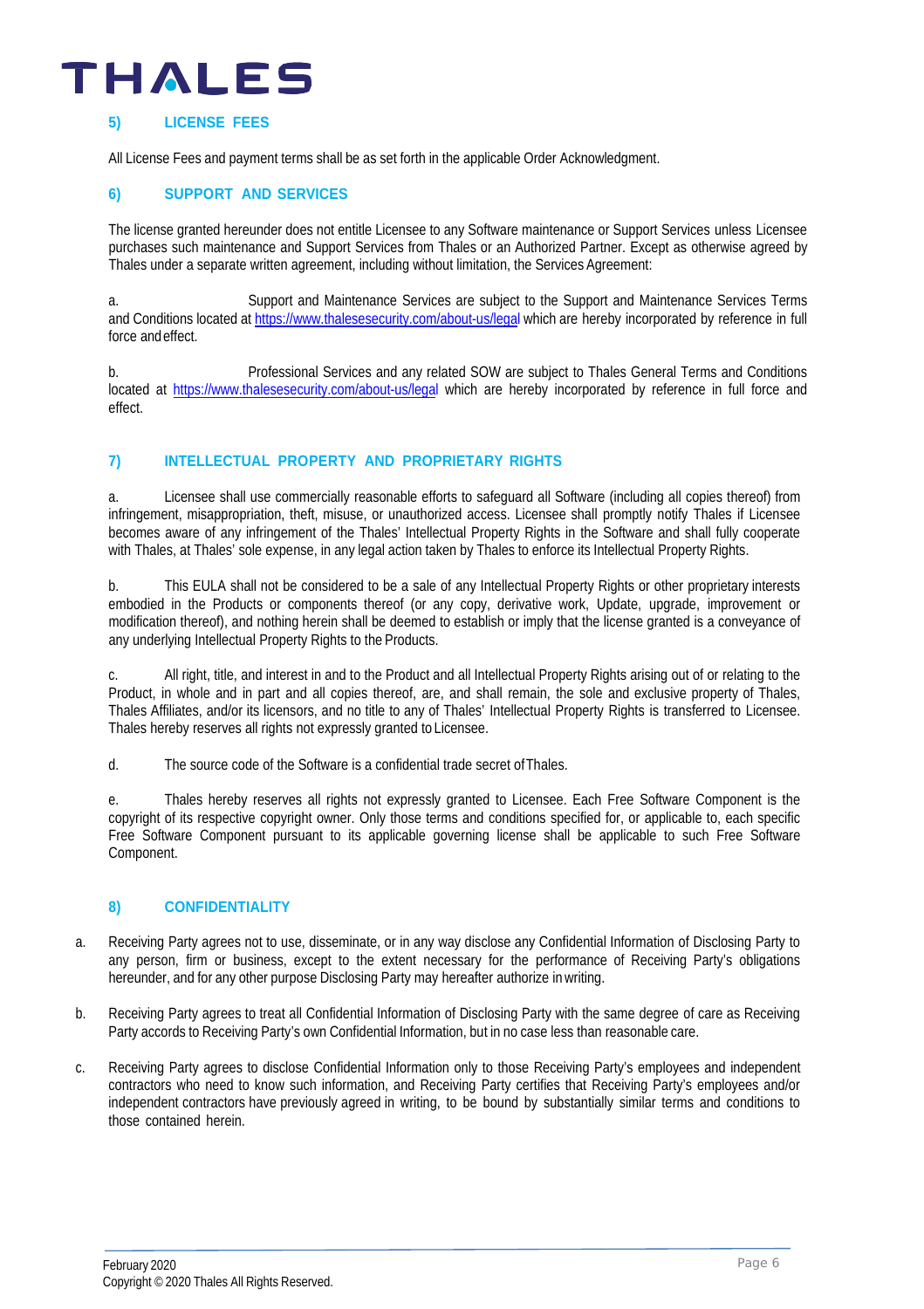## 5) LICENSE FEES

All License Fees and payment terms shall be as set forth in the applicable Order Acknowledgment.

## 6) SUPPORT AND SERVICES

The license granted hereunder does not entitle Licensee to any Software maintenance or Support Services unless Licensee purchases such maintenance and Support Services from Thales or an Authorized Partner. Except as otherwise agreed by Thales under a separate written agreement, including without limitation, the Services Agreement:

a. Support and Maintenance Services are subject to the Support and Maintenance Services Terms and Conditions located at https://www.thalesesecurity.com/about-us/legal which are hereby incorporated by reference in full force and effect.

b. Professional Services and any related SOW are subject to Thales General Terms and Conditions located at https://www.thalesesecurity.com/about-us/legal which are hereby incorporated by reference in full force and effect.

## 7) INTELLECTUAL PROPERTY AND PROPRIETARY RIGHTS

a. Licensee shall use commercially reasonable efforts to safeguard all Software (including all copies thereof) from infringement, misappropriation, theft, misuse, or unauthorized access. Licensee shall promptly notify Thales if Licensee becomes aware of any infringement of the Thales' Intellectual Property Rights in the Software and shall fully cooperate with Thales, at Thales' sole expense, in any legal action taken by Thales to enforce its Intellectual Property Rights.

b. This EULA shall not be considered to be a sale of any Intellectual Property Rights or other proprietary interests embodied in the Products or components thereof (or any copy, derivative work, Update, upgrade, improvement or modification thereof), and nothing herein shall be deemed to establish or imply that the license granted is a conveyance of any underlying Intellectual Property Rights to the Products.

c. All right, title, and interest in and to the Product and all Intellectual Property Rights arising out of or relating to the Product, in whole and in part and all copies thereof, are, and shall remain, the sole and exclusive property of Thales, Thales Affiliates, and/or its licensors, and no title to any of Thales' Intellectual Property Rights is transferred to Licensee. Thales hereby reserves all rights not expressly granted to Licensee.

d. The source code of the Software is a confidential trade secret of Thales.

e. Thales hereby reserves all rights not expressly granted to Licensee. Each Free Software Component is the copyright of its respective copyright owner. Only those terms and conditions specified for, or applicable to, each specific Free Software Component pursuant to its applicable governing license shall be applicable to such Free Software Component.

## 8) CONFIDENTIALITY

a. Receiving Party agrees not to use, disseminate, or in any way disclose any Confidential Information of Disclosing Party to any person, firm or business, except to the extent necessary for the performance of Receiving Party's obligations hereunder, and for any other purpose Disclosing Party may hereafter authorize in writing.

b. Receiving Party agrees to treat all Confidential Information of Disclosing Party with the same degree of care as Receiving Party accords to Receiving Party's own Confidential Information, but in no case less than reasonable care.

c. Receiving Party agrees to disclose Confidential Information only to those Receiving Party's employees and independent contractors who need to know such information, and Receiving Party certifies that Receiving Party's employees and/or independent contractors have previously agreed in writing, to be bound by substantially similar terms and conditions to those contained herein.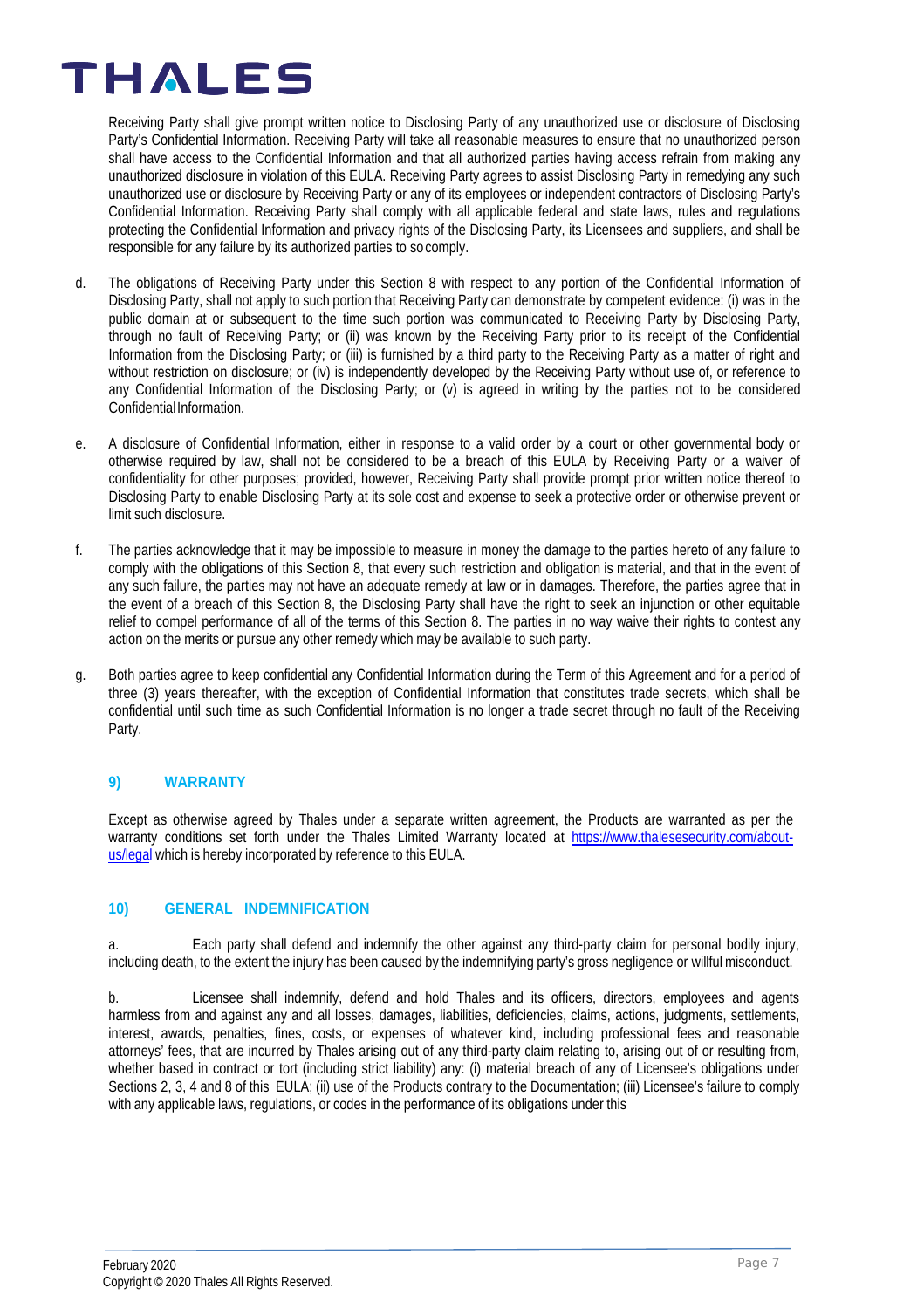Receiving Party shall give prompt written notice to Disclosing Party of any unauthorized use or disclosure of Disclosing Party's Confidential Information. Receiving Party will take all reasonable measures to ensure that no unauthorized person shall have access to the Confidential Information and that all authorized parties having access refrain from making any unauthorized disclosure in violation of this EULA. Receiving Party agrees to assist Disclosing Party in remedying any such unauthorized use or disclosure by Receiving Party or any of its employees or independent contractors of Disclosing Party's Confidential Information. Receiving Party shall comply with all applicable federal and state laws, rules and regulations protecting the Confidential Information and privacy rights of the Disclosing Party, its Licensees and suppliers, and shall be responsible for any failure by its authorized parties to so comply.

d. The obligations of Receiving Party under this Section 8 with respect to any portion of the Confidential Information of Disclosing Party, shall not apply to such portion that Receiving Party can demonstrate by competent evidence: (i) was in the public domain at or subsequent to the time such portion was communicated to Receiving Party by Disclosing Party, through no fault of Receiving Party; or (ii) was known by the Receiving Party prior to its receipt of the Confidential Information from the Disclosing Party; or (iii) is furnished by a third party to the Receiving Party as a matter of right and without restriction on disclosure; or (iv) is independently developed by the Receiving Party without use of, or reference to any Confidential Information of the Disclosing Party; or (v) is agreed in writing by the parties not to be considered Confidential Information.

e. A disclosure of Confidential Information, either in response to a valid order by a court or other governmental body or otherwise required by law, shall not be considered to be a breach of this EULA by Receiving Party or a waiver of confidentiality for other purposes; provided, however, Receiving Party shall provide prompt prior written notice thereof to Disclosing Party to enable Disclosing Party at its sole cost and expense to seek a protective order or otherwise prevent or limit such disclosure.

f. The parties acknowledge that it may be impossible to measure in money the damage to the parties hereto of any failure to comply with the obligations of this Section 8, that every such restriction and obligation is material, and that in the event of any such failure, the parties may not have an adequate remedy at law or in damages. Therefore, the parties agree that in the event of a breach of this Section 8, the Disclosing Party shall have the right to seek an injunction or other equitable relief to compel performance of all of the terms of this Section 8. The parties in no way waive their rights to contest any action on the merits or pursue any other remedy which may be available to such party.

g. Both parties agree to keep confidential any Confidential Information during the Term of this Agreement and for a period of three (3) years thereafter, with the exception of Confidential Information that constitutes trade secrets, which shall be confidential until such time as such Confidential Information is no longer a trade secret through no fault of the Receiving Party.

## 9) WARRANTY

Except as otherwise agreed by Thales under a separate written agreement, the Products are warranted as per the warranty conditions set forth under the Thales Limited Warranty located at https://www.thalesesecurity.com/about-us/legal which is hereby incorporated by reference to this EULA.

## 10) GENERAL INDEMNIFICATION

a. Each party shall defend and indemnify the other against any third-party claim for personal bodily injury, including death, to the extent the injury has been caused by the indemnifying party's gross negligence or willful misconduct.

b. Licensee shall indemnify, defend and hold Thales and its officers, directors, employees and agents harmless from and against any and all losses, damages, liabilities, deficiencies, claims, actions, judgments, settlements, interest, awards, penalties, fines, costs, or expenses of whatever kind, including professional fees and reasonable attorneys' fees, that are incurred by Thales arising out of any third-party claim relating to, arising out of or resulting from, whether based in contract or tort (including strict liability) any: (i) material breach of any of Licensee's obligations under Sections 2, 3, 4 and 8 of this EULA; (ii) use of the Products contrary to the Documentation; (iii) Licensee's failure to comply with any applicable laws, regulations, or codes in the performance of its obligations under this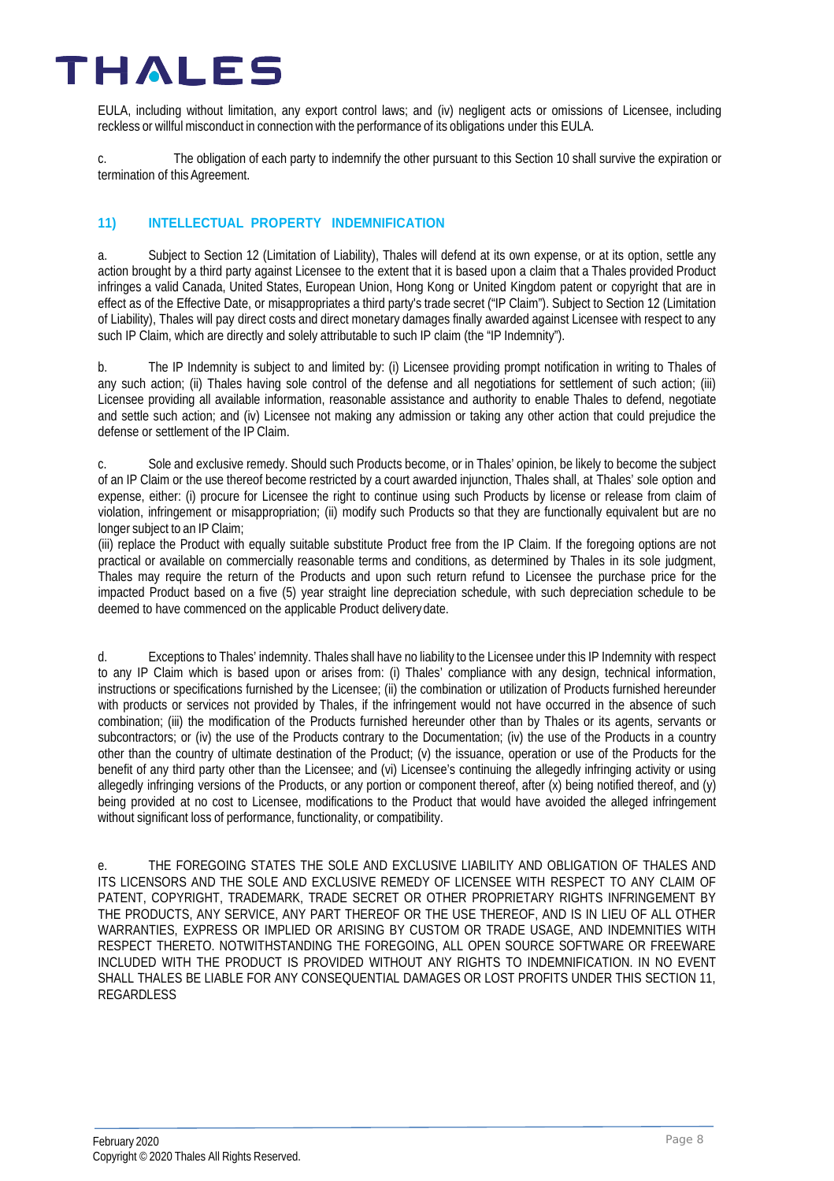EULA, including without limitation, any export control laws; and (iv) negligent acts or omissions of Licensee, including reckless or willful misconduct in connection with the performance of its obligations under this EULA.

c. The obligation of each party to indemnify the other pursuant to this Section 10 shall survive the expiration or termination of this Agreement.

### 11) INTELLECTUAL PROPERTY INDEMNIFICATION

a. Subject to Section 12 (Limitation of Liability), Thales will defend at its own expense, or at its option, settle any action brought by a third party against Licensee to the extent that it is based upon a claim that a Thales provided Product infringes a valid Canada, United States, European Union, Hong Kong or United Kingdom patent or copyright that are in effect as of the Effective Date, or misappropriates a third party's trade secret ("IP Claim"). Subject to Section 12 (Limitation of Liability), Thales will pay direct costs and direct monetary damages finally awarded against Licensee with respect to any such IP Claim, which are directly and solely attributable to such IP claim (the "IP Indemnity").

b. The IP Indemnity is subject to and limited by: (i) Licensee providing prompt notification in writing to Thales of any such action; (ii) Thales having sole control of the defense and all negotiations for settlement of such action; (iii) Licensee providing all available information, reasonable assistance and authority to enable Thales to defend, negotiate and settle such action; and (iv) Licensee not making any admission or taking any other action that could prejudice the defense or settlement of the IP Claim.

c. Sole and exclusive remedy. Should such Products become, or in Thales' opinion, be likely to become the subject of an IP Claim or the use thereof become restricted by a court awarded injunction, Thales shall, at Thales' sole option and expense, either: (i) procure for Licensee the right to continue using such Products by license or release from claim of violation, infringement or misappropriation; (ii) modify such Products so that they are functionally equivalent but are no longer subject to an IP Claim;
(iii) replace the Product with equally suitable substitute Product free from the IP Claim. If the foregoing options are not practical or available on commercially reasonable terms and conditions, as determined by Thales in its sole judgment, Thales may require the return of the Products and upon such return refund to Licensee the purchase price for the impacted Product based on a five (5) year straight line depreciation schedule, with such depreciation schedule to be deemed to have commenced on the applicable Product delivery date.

d. Exceptions to Thales' indemnity. Thales shall have no liability to the Licensee under this IP Indemnity with respect to any IP Claim which is based upon or arises from: (i) Thales' compliance with any design, technical information, instructions or specifications furnished by the Licensee; (ii) the combination or utilization of Products furnished hereunder with products or services not provided by Thales, if the infringement would not have occurred in the absence of such combination; (iii) the modification of the Products furnished hereunder other than by Thales or its agents, servants or subcontractors; or (iv) the use of the Products contrary to the Documentation; (iv) the use of the Products in a country other than the country of ultimate destination of the Product; (v) the issuance, operation or use of the Products for the benefit of any third party other than the Licensee; and (vi) Licensee's continuing the allegedly infringing activity or using allegedly infringing versions of the Products, or any portion or component thereof, after (x) being notified thereof, and (y) being provided at no cost to Licensee, modifications to the Product that would have avoided the alleged infringement without significant loss of performance, functionality, or compatibility.

e. THE FOREGOING STATES THE SOLE AND EXCLUSIVE LIABILITY AND OBLIGATION OF THALES AND ITS LICENSORS AND THE SOLE AND EXCLUSIVE REMEDY OF LICENSEE WITH RESPECT TO ANY CLAIM OF PATENT, COPYRIGHT, TRADEMARK, TRADE SECRET OR OTHER PROPRIETARY RIGHTS INFRINGEMENT BY THE PRODUCTS, ANY SERVICE, ANY PART THEREOF OR THE USE THEREOF, AND IS IN LIEU OF ALL OTHER WARRANTIES, EXPRESS OR IMPLIED OR ARISING BY CUSTOM OR TRADE USAGE, AND INDEMNITIES WITH RESPECT THERETO. NOTWITHSTANDING THE FOREGOING, ALL OPEN SOURCE SOFTWARE OR FREEWARE INCLUDED WITH THE PRODUCT IS PROVIDED WITHOUT ANY RIGHTS TO INDEMNIFICATION. IN NO EVENT SHALL THALES BE LIABLE FOR ANY CONSEQUENTIAL DAMAGES OR LOST PROFITS UNDER THIS SECTION 11, REGARDLESS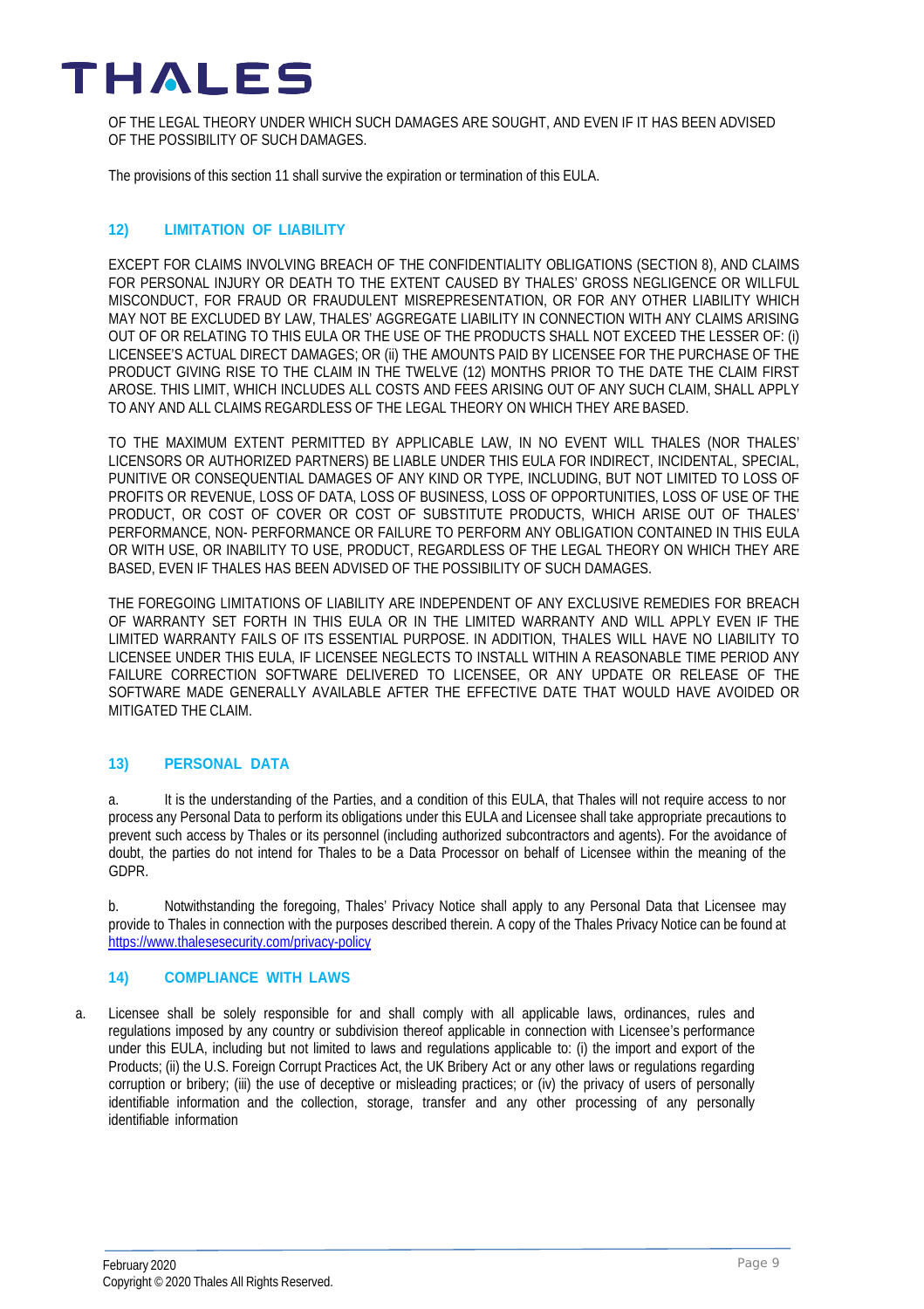OF THE LEGAL THEORY UNDER WHICH SUCH DAMAGES ARE SOUGHT, AND EVEN IF IT HAS BEEN ADVISED OF THE POSSIBILITY OF SUCH DAMAGES.

The provisions of this section 11 shall survive the expiration or termination of this EULA.

## 12) LIMITATION OF LIABILITY

EXCEPT FOR CLAIMS INVOLVING BREACH OF THE CONFIDENTIALITY OBLIGATIONS (SECTION 8), AND CLAIMS FOR PERSONAL INJURY OR DEATH TO THE EXTENT CAUSED BY THALES' GROSS NEGLIGENCE OR WILLFUL MISCONDUCT, FOR FRAUD OR FRAUDULENT MISREPRESENTATION, OR FOR ANY OTHER LIABILITY WHICH MAY NOT BE EXCLUDED BY LAW, THALES' AGGREGATE LIABILITY IN CONNECTION WITH ANY CLAIMS ARISING OUT OF OR RELATING TO THIS EULA OR THE USE OF THE PRODUCTS SHALL NOT EXCEED THE LESSER OF: (i) LICENSEE'S ACTUAL DIRECT DAMAGES; OR (ii) THE AMOUNTS PAID BY LICENSEE FOR THE PURCHASE OF THE PRODUCT GIVING RISE TO THE CLAIM IN THE TWELVE (12) MONTHS PRIOR TO THE DATE THE CLAIM FIRST AROSE. THIS LIMIT, WHICH INCLUDES ALL COSTS AND FEES ARISING OUT OF ANY SUCH CLAIM, SHALL APPLY TO ANY AND ALL CLAIMS REGARDLESS OF THE LEGAL THEORY ON WHICH THEY ARE BASED.

TO THE MAXIMUM EXTENT PERMITTED BY APPLICABLE LAW, IN NO EVENT WILL THALES (NOR THALES' LICENSORS OR AUTHORIZED PARTNERS) BE LIABLE UNDER THIS EULA FOR INDIRECT, INCIDENTAL, SPECIAL, PUNITIVE OR CONSEQUENTIAL DAMAGES OF ANY KIND OR TYPE, INCLUDING, BUT NOT LIMITED TO LOSS OF PROFITS OR REVENUE, LOSS OF DATA, LOSS OF BUSINESS, LOSS OF OPPORTUNITIES, LOSS OF USE OF THE PRODUCT, OR COST OF COVER OR COST OF SUBSTITUTE PRODUCTS, WHICH ARISE OUT OF THALES' PERFORMANCE, NON- PERFORMANCE OR FAILURE TO PERFORM ANY OBLIGATION CONTAINED IN THIS EULA OR WITH USE, OR INABILITY TO USE, PRODUCT, REGARDLESS OF THE LEGAL THEORY ON WHICH THEY ARE BASED, EVEN IF THALES HAS BEEN ADVISED OF THE POSSIBILITY OF SUCH DAMAGES.

THE FOREGOING LIMITATIONS OF LIABILITY ARE INDEPENDENT OF ANY EXCLUSIVE REMEDIES FOR BREACH OF WARRANTY SET FORTH IN THIS EULA OR IN THE LIMITED WARRANTY AND WILL APPLY EVEN IF THE LIMITED WARRANTY FAILS OF ITS ESSENTIAL PURPOSE. IN ADDITION, THALES WILL HAVE NO LIABILITY TO LICENSEE UNDER THIS EULA, IF LICENSEE NEGLECTS TO INSTALL WITHIN A REASONABLE TIME PERIOD ANY FAILURE CORRECTION SOFTWARE DELIVERED TO LICENSEE, OR ANY UPDATE OR RELEASE OF THE SOFTWARE MADE GENERALLY AVAILABLE AFTER THE EFFECTIVE DATE THAT WOULD HAVE AVOIDED OR MITIGATED THE CLAIM.

## 13) PERSONAL DATA

a. It is the understanding of the Parties, and a condition of this EULA, that Thales will not require access to nor process any Personal Data to perform its obligations under this EULA and Licensee shall take appropriate precautions to prevent such access by Thales or its personnel (including authorized subcontractors and agents). For the avoidance of doubt, the parties do not intend for Thales to be a Data Processor on behalf of Licensee within the meaning of the GDPR.

b. Notwithstanding the foregoing, Thales' Privacy Notice shall apply to any Personal Data that Licensee may provide to Thales in connection with the purposes described therein. A copy of the Thales Privacy Notice can be found at https://www.thalesesecurity.com/privacy-policy

## 14) COMPLIANCE WITH LAWS

a. Licensee shall be solely responsible for and shall comply with all applicable laws, ordinances, rules and regulations imposed by any country or subdivision thereof applicable in connection with Licensee's performance under this EULA, including but not limited to laws and regulations applicable to: (i) the import and export of the Products; (ii) the U.S. Foreign Corrupt Practices Act, the UK Bribery Act or any other laws or regulations regarding corruption or bribery; (iii) the use of deceptive or misleading practices; or (iv) the privacy of users of personally identifiable information and the collection, storage, transfer and any other processing of any personally identifiable information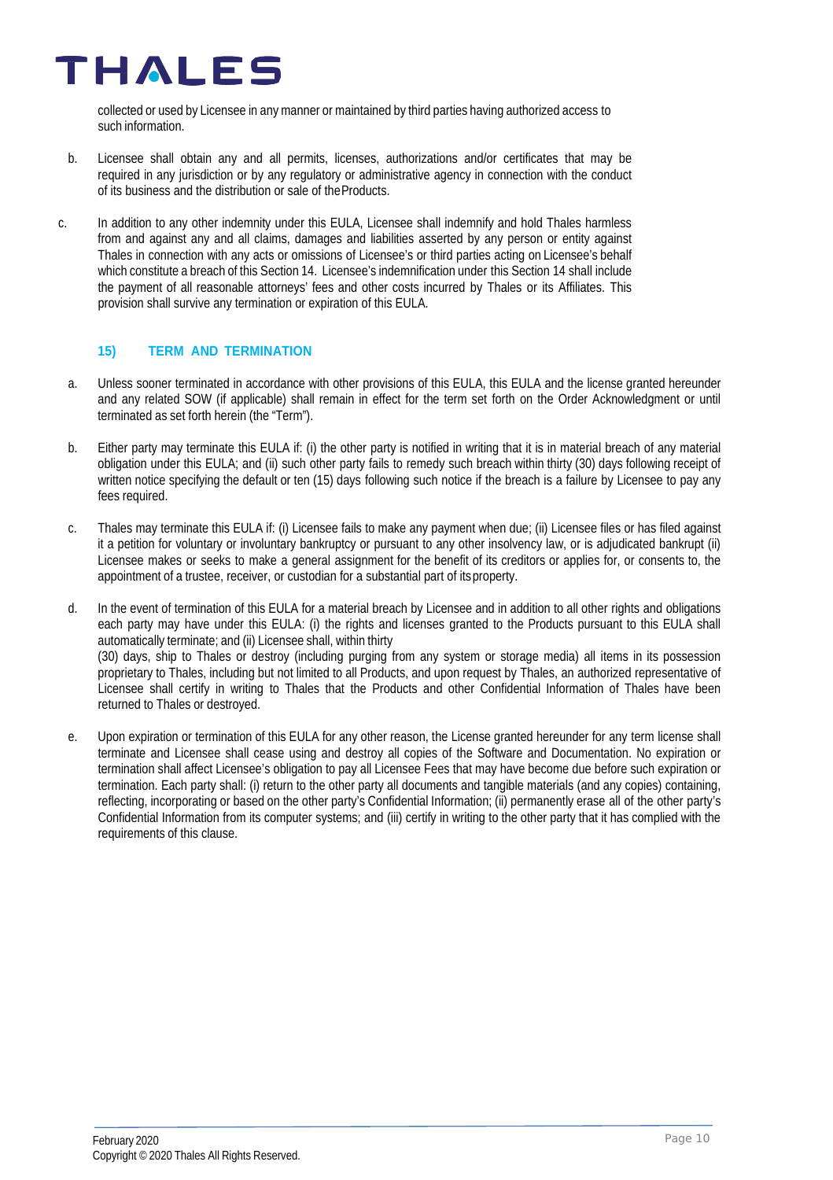collected or used by Licensee in any manner or maintained by third parties having authorized access to such information.

b. Licensee shall obtain any and all permits, licenses, authorizations and/or certificates that may be required in any jurisdiction or by any regulatory or administrative agency in connection with the conduct of its business and the distribution or sale of the Products.

c. In addition to any other indemnity under this EULA, Licensee shall indemnify and hold Thales harmless from and against any and all claims, damages and liabilities asserted by any person or entity against Thales in connection with any acts or omissions of Licensee's or third parties acting on Licensee's behalf which constitute a breach of this Section 14. Licensee's indemnification under this Section 14 shall include the payment of all reasonable attorneys' fees and other costs incurred by Thales or its Affiliates. This provision shall survive any termination or expiration of this EULA.

## 15) TERM AND TERMINATION

a. Unless sooner terminated in accordance with other provisions of this EULA, this EULA and the license granted hereunder and any related SOW (if applicable) shall remain in effect for the term set forth on the Order Acknowledgment or until terminated as set forth herein (the "Term").

b. Either party may terminate this EULA if: (i) the other party is notified in writing that it is in material breach of any material obligation under this EULA; and (ii) such other party fails to remedy such breach within thirty (30) days following receipt of written notice specifying the default or ten (15) days following such notice if the breach is a failure by Licensee to pay any fees required.

c. Thales may terminate this EULA if: (i) Licensee fails to make any payment when due; (ii) Licensee files or has filed against it a petition for voluntary or involuntary bankruptcy or pursuant to any other insolvency law, or is adjudicated bankrupt (ii) Licensee makes or seeks to make a general assignment for the benefit of its creditors or applies for, or consents to, the appointment of a trustee, receiver, or custodian for a substantial part of its property.

d. In the event of termination of this EULA for a material breach by Licensee and in addition to all other rights and obligations each party may have under this EULA: (i) the rights and licenses granted to the Products pursuant to this EULA shall automatically terminate; and (ii) Licensee shall, within thirty (30) days, ship to Thales or destroy (including purging from any system or storage media) all items in its possession proprietary to Thales, including but not limited to all Products, and upon request by Thales, an authorized representative of Licensee shall certify in writing to Thales that the Products and other Confidential Information of Thales have been returned to Thales or destroyed.

e. Upon expiration or termination of this EULA for any other reason, the License granted hereunder for any term license shall terminate and Licensee shall cease using and destroy all copies of the Software and Documentation. No expiration or termination shall affect Licensee's obligation to pay all Licensee Fees that may have become due before such expiration or termination. Each party shall: (i) return to the other party all documents and tangible materials (and any copies) containing, reflecting, incorporating or based on the other party's Confidential Information; (ii) permanently erase all of the other party's Confidential Information from its computer systems; and (iii) certify in writing to the other party that it has complied with the requirements of this clause.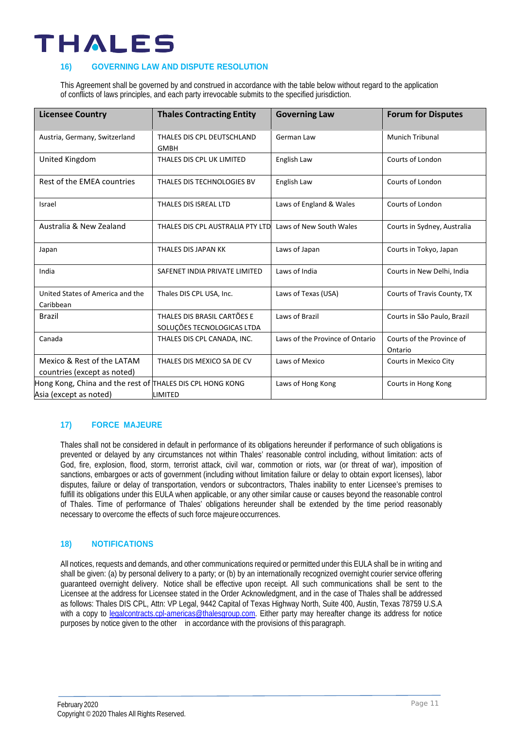## 16) GOVERNING LAW AND DISPUTE RESOLUTION

This Agreement shall be governed by and construed in accordance with the table below without regard to the application of conflicts of laws principles, and each party irrevocable submits to the specified jurisdiction.

| Licensee Country | Thales Contracting Entity | Governing Law | Forum for Disputes |
|---|---|---|---|
| Austria, Germany, Switzerland | THALES DIS CPL DEUTSCHLAND GMBH | German Law | Munich Tribunal |
| United Kingdom | THALES DIS CPL UK LIMITED | English Law | Courts of London |
| Rest of the EMEA countries | THALES DIS TECHNOLOGIES BV | English Law | Courts of London |
| Israel | THALES DIS ISREAL LTD | Laws of England & Wales | Courts of London |
| Australia & New Zealand | THALES DIS CPL AUSTRALIA PTY LTD | Laws of New South Wales | Courts in Sydney, Australia |
| Japan | THALES DIS JAPAN KK | Laws of Japan | Courts in Tokyo, Japan |
| India | SAFENET INDIA PRIVATE LIMITED | Laws of India | Courts in New Delhi, India |
| United States of America and the Caribbean | Thales DIS CPL USA, Inc. | Laws of Texas (USA) | Courts of Travis County, TX |
| Brazil | THALES DIS BRASIL CARTÕES E SOLUÇÕES TECNOLOGICAS LTDA | Laws of Brazil | Courts in São Paulo, Brazil |
| Canada | THALES DIS CPL CANADA, INC. | Laws of the Province of Ontario | Courts of the Province of Ontario |
| Mexico & Rest of the LATAM countries (except as noted) | THALES DIS MEXICO SA DE CV | Laws of Mexico | Courts in Mexico City |
| Hong Kong, China and the rest of Asia (except as noted) | THALES DIS CPL HONG KONG LIMITED | Laws of Hong Kong | Courts in Hong Kong |

## 17) FORCE MAJEURE

Thales shall not be considered in default in performance of its obligations hereunder if performance of such obligations is prevented or delayed by any circumstances not within Thales' reasonable control including, without limitation: acts of God, fire, explosion, flood, storm, terrorist attack, civil war, commotion or riots, war (or threat of war), imposition of sanctions, embargoes or acts of government (including without limitation failure or delay to obtain export licenses), labor disputes, failure or delay of transportation, vendors or subcontractors, Thales inability to enter Licensee's premises to fulfill its obligations under this EULA when applicable, or any other similar cause or causes beyond the reasonable control of Thales. Time of performance of Thales' obligations hereunder shall be extended by the time period reasonably necessary to overcome the effects of such force majeure occurrences.

## 18) NOTIFICATIONS

All notices, requests and demands, and other communications required or permitted under this EULA shall be in writing and shall be given: (a) by personal delivery to a party; or (b) by an internationally recognized overnight courier service offering guaranteed overnight delivery. Notice shall be effective upon receipt. All such communications shall be sent to the Licensee at the address for Licensee stated in the Order Acknowledgment, and in the case of Thales shall be addressed as follows: Thales DIS CPL, Attn: VP Legal, 9442 Capital of Texas Highway North, Suite 400, Austin, Texas 78759 U.S.A with a copy to legalcontracts.cpl-americas@thalesgroup.com. Either party may hereafter change its address for notice purposes by notice given to the other in accordance with the provisions of this paragraph.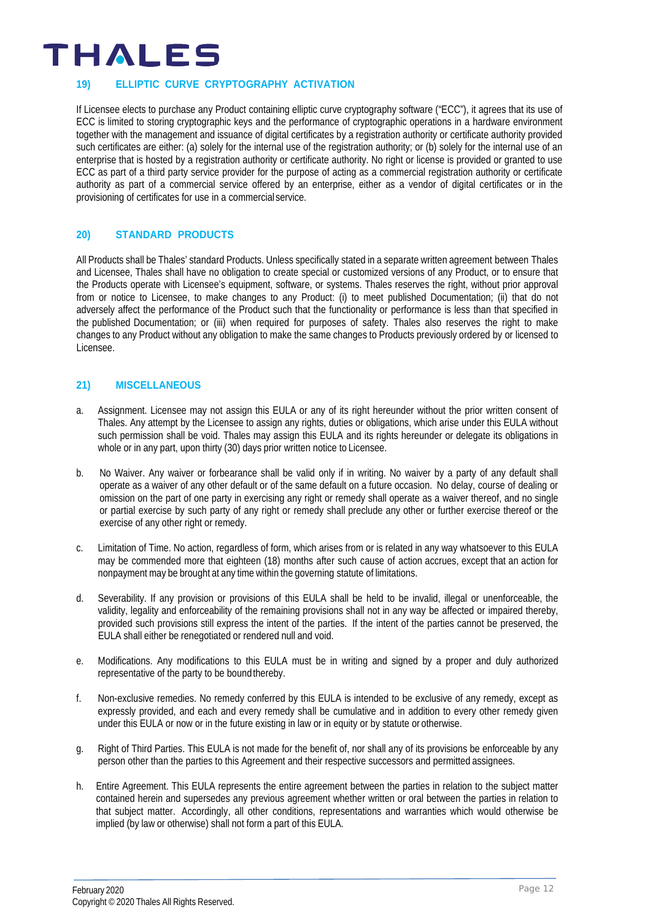## 19) ELLIPTIC CURVE CRYPTOGRAPHY ACTIVATION

If Licensee elects to purchase any Product containing elliptic curve cryptography software ("ECC"), it agrees that its use of ECC is limited to storing cryptographic keys and the performance of cryptographic operations in a hardware environment together with the management and issuance of digital certificates by a registration authority or certificate authority provided such certificates are either: (a) solely for the internal use of the registration authority; or (b) solely for the internal use of an enterprise that is hosted by a registration authority or certificate authority. No right or license is provided or granted to use ECC as part of a third party service provider for the purpose of acting as a commercial registration authority or certificate authority as part of a commercial service offered by an enterprise, either as a vendor of digital certificates or in the provisioning of certificates for use in a commercial service.

## 20) STANDARD PRODUCTS

All Products shall be Thales' standard Products. Unless specifically stated in a separate written agreement between Thales and Licensee, Thales shall have no obligation to create special or customized versions of any Product, or to ensure that the Products operate with Licensee's equipment, software, or systems. Thales reserves the right, without prior approval from or notice to Licensee, to make changes to any Product: (i) to meet published Documentation; (ii) that do not adversely affect the performance of the Product such that the functionality or performance is less than that specified in the published Documentation; or (iii) when required for purposes of safety. Thales also reserves the right to make changes to any Product without any obligation to make the same changes to Products previously ordered by or licensed to Licensee.

## 21) MISCELLANEOUS

a. Assignment. Licensee may not assign this EULA or any of its right hereunder without the prior written consent of Thales. Any attempt by the Licensee to assign any rights, duties or obligations, which arise under this EULA without such permission shall be void. Thales may assign this EULA and its rights hereunder or delegate its obligations in whole or in any part, upon thirty (30) days prior written notice to Licensee.

b. No Waiver. Any waiver or forbearance shall be valid only if in writing. No waiver by a party of any default shall operate as a waiver of any other default or of the same default on a future occasion. No delay, course of dealing or omission on the part of one party in exercising any right or remedy shall operate as a waiver thereof, and no single or partial exercise by such party of any right or remedy shall preclude any other or further exercise thereof or the exercise of any other right or remedy.

c. Limitation of Time. No action, regardless of form, which arises from or is related in any way whatsoever to this EULA may be commended more that eighteen (18) months after such cause of action accrues, except that an action for nonpayment may be brought at any time within the governing statute of limitations.

d. Severability. If any provision or provisions of this EULA shall be held to be invalid, illegal or unenforceable, the validity, legality and enforceability of the remaining provisions shall not in any way be affected or impaired thereby, provided such provisions still express the intent of the parties. If the intent of the parties cannot be preserved, the EULA shall either be renegotiated or rendered null and void.

e. Modifications. Any modifications to this EULA must be in writing and signed by a proper and duly authorized representative of the party to be bound thereby.

f. Non-exclusive remedies. No remedy conferred by this EULA is intended to be exclusive of any remedy, except as expressly provided, and each and every remedy shall be cumulative and in addition to every other remedy given under this EULA or now or in the future existing in law or in equity or by statute or otherwise.

g. Right of Third Parties. This EULA is not made for the benefit of, nor shall any of its provisions be enforceable by any person other than the parties to this Agreement and their respective successors and permitted assignees.

h. Entire Agreement. This EULA represents the entire agreement between the parties in relation to the subject matter contained herein and supersedes any previous agreement whether written or oral between the parties in relation to that subject matter. Accordingly, all other conditions, representations and warranties which would otherwise be implied (by law or otherwise) shall not form a part of this EULA.